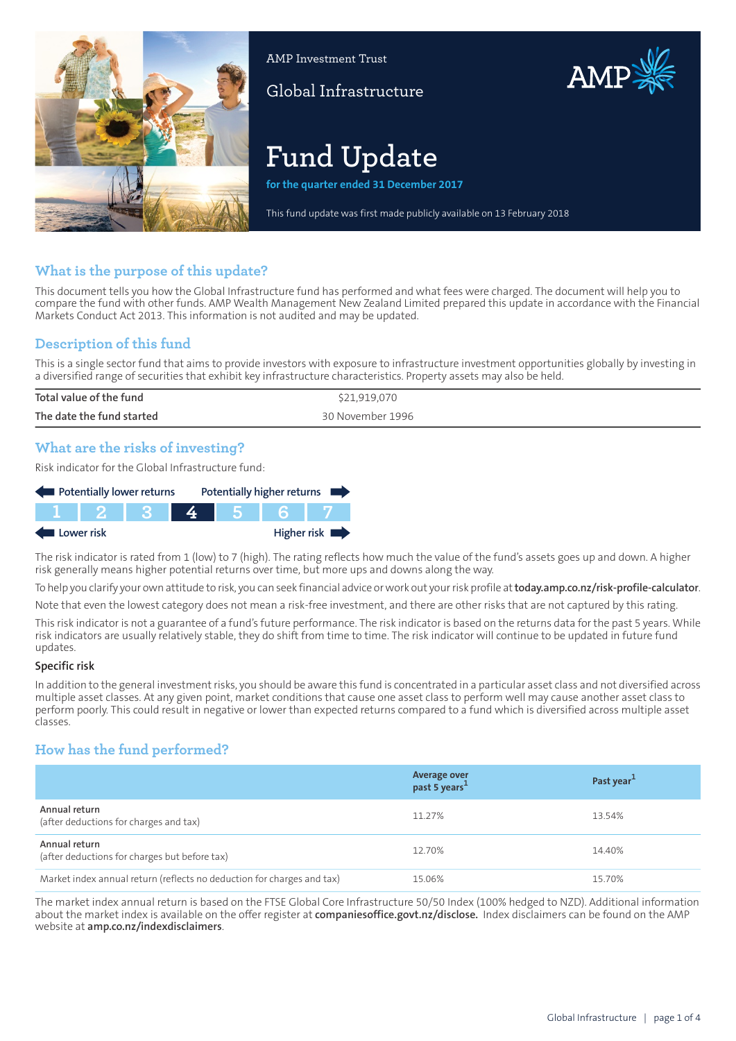AMP Investment Trust

Global Infrastructure

# Fund Update

**for the quarter ended 31 December 2017**

This fund update was first made publicly available on 13 February 2018

## What is the purpose of this update?

This document tells you how the Global Infrastructure fund has performed and what fees were charged. The document will help you to compare the fund with other funds. AMP Wealth Management New Zealand Limited prepared this update in accordance with the Financial Markets Conduct Act 2013. This information is not audited and may be updated.

## Description of this fund

This is a single sector fund that aims to provide investors with exposure to infrastructure investment opportunities globally by investing in a diversified range of securities that exhibit key infrastructure characteristics. Property assets may also be held.

| | |
|---|---|
| Total value of the fund | $21,919,070 |
| The date the fund started | 30 November 1996 |

## What are the risks of investing?

Risk indicator for the Global Infrastructure fund:

Potentially lower returns ← → Potentially higher returns

| 1 | 2 | 3 | **4** | 5 | 6 | 7 |
|---|---|---|---|---|---|---|

Lower risk ← → Higher risk

The risk indicator is rated from 1 (low) to 7 (high). The rating reflects how much the value of the fund's assets goes up and down. A higher risk generally means higher potential returns over time, but more ups and downs along the way.

To help you clarify your own attitude to risk, you can seek financial advice or work out your risk profile at **today.amp.co.nz/risk-profile-calculator**.

Note that even the lowest category does not mean a risk-free investment, and there are other risks that are not captured by this rating.

This risk indicator is not a guarantee of a fund's future performance. The risk indicator is based on the returns data for the past 5 years. While risk indicators are usually relatively stable, they do shift from time to time. The risk indicator will continue to be updated in future fund updates.

### Specific risk

In addition to the general investment risks, you should be aware this fund is concentrated in a particular asset class and not diversified across multiple asset classes. At any given point, market conditions that cause one asset class to perform well may cause another asset class to perform poorly. This could result in negative or lower than expected returns compared to a fund which is diversified across multiple asset classes.

## How has the fund performed?

| | Average over past 5 years[1] | Past year[1] |
|---|---|---|
| Annual return (after deductions for charges and tax) | 11.27% | 13.54% |
| Annual return (after deductions for charges but before tax) | 12.70% | 14.40% |
| Market index annual return (reflects no deduction for charges and tax) | 15.06% | 15.70% |

The market index annual return is based on the FTSE Global Core Infrastructure 50/50 Index (100% hedged to NZD). Additional information about the market index is available on the offer register at **companiesoffice.govt.nz/disclose.** Index disclaimers can be found on the AMP website at **amp.co.nz/indexdisclaimers**.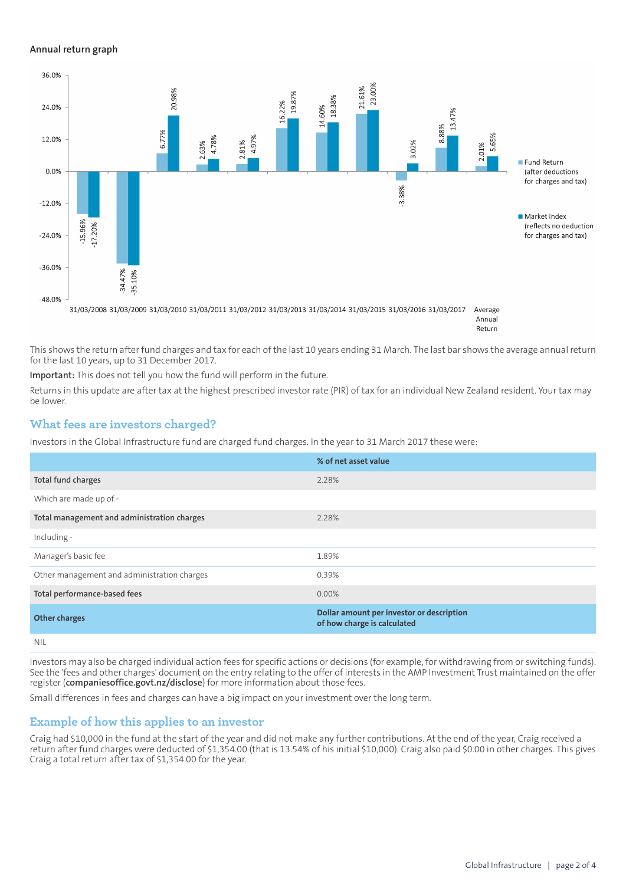### Annual return graph

| Year | Fund Return (after deductions for charges and tax) | Market Index (reflects no deduction for charges and tax) |
|---|---|---|
| 31/03/2008 | -15.96% | -17.20% |
| 31/03/2009 | -34.47% | -35.10% |
| 31/03/2010 | 6.77% | 20.98% |
| 31/03/2011 | 2.63% | 4.78% |
| 31/03/2012 | 2.81% | 4.97% |
| 31/03/2013 | 16.22% | 19.87% |
| 31/03/2014 | 14.60% | 18.38% |
| 31/03/2015 | 21.61% | 23.00% |
| 31/03/2016 | -3.38% | 3.02% |
| 31/03/2017 | 8.88% | 13.47% |
| Average Annual Return | 2.01% | 5.65% |

This shows the return after fund charges and tax for each of the last 10 years ending 31 March. The last bar shows the average annual return for the last 10 years, up to 31 December 2017.

**Important:** This does not tell you how the fund will perform in the future.

Returns in this update are after tax at the highest prescribed investor rate (PIR) of tax for an individual New Zealand resident. Your tax may be lower.

## What fees are investors charged?

Investors in the Global Infrastructure fund are charged fund charges. In the year to 31 March 2017 these were:

| | % of net asset value |
|---|---|
| **Total fund charges** | 2.28% |
| Which are made up of - | |
| **Total management and administration charges** | 2.28% |
| Including - | |
| Manager's basic fee | 1.89% |
| Other management and administration charges | 0.39% |
| **Total performance-based fees** | 0.00% |
| **Other charges** | **Dollar amount per investor or description of how charge is calculated** |
| NIL | |

Investors may also be charged individual action fees for specific actions or decisions (for example, for withdrawing from or switching funds). See the 'fees and other charges' document on the entry relating to the offer of interests in the AMP Investment Trust maintained on the offer register (**companiesoffice.govt.nz/disclose**) for more information about those fees.

Small differences in fees and charges can have a big impact on your investment over the long term.

## Example of how this applies to an investor

Craig had $10,000 in the fund at the start of the year and did not make any further contributions. At the end of the year, Craig received a return after fund charges were deducted of $1,354.00 (that is 13.54% of his initial $10,000). Craig also paid $0.00 in other charges. This gives Craig a total return after tax of $1,354.00 for the year.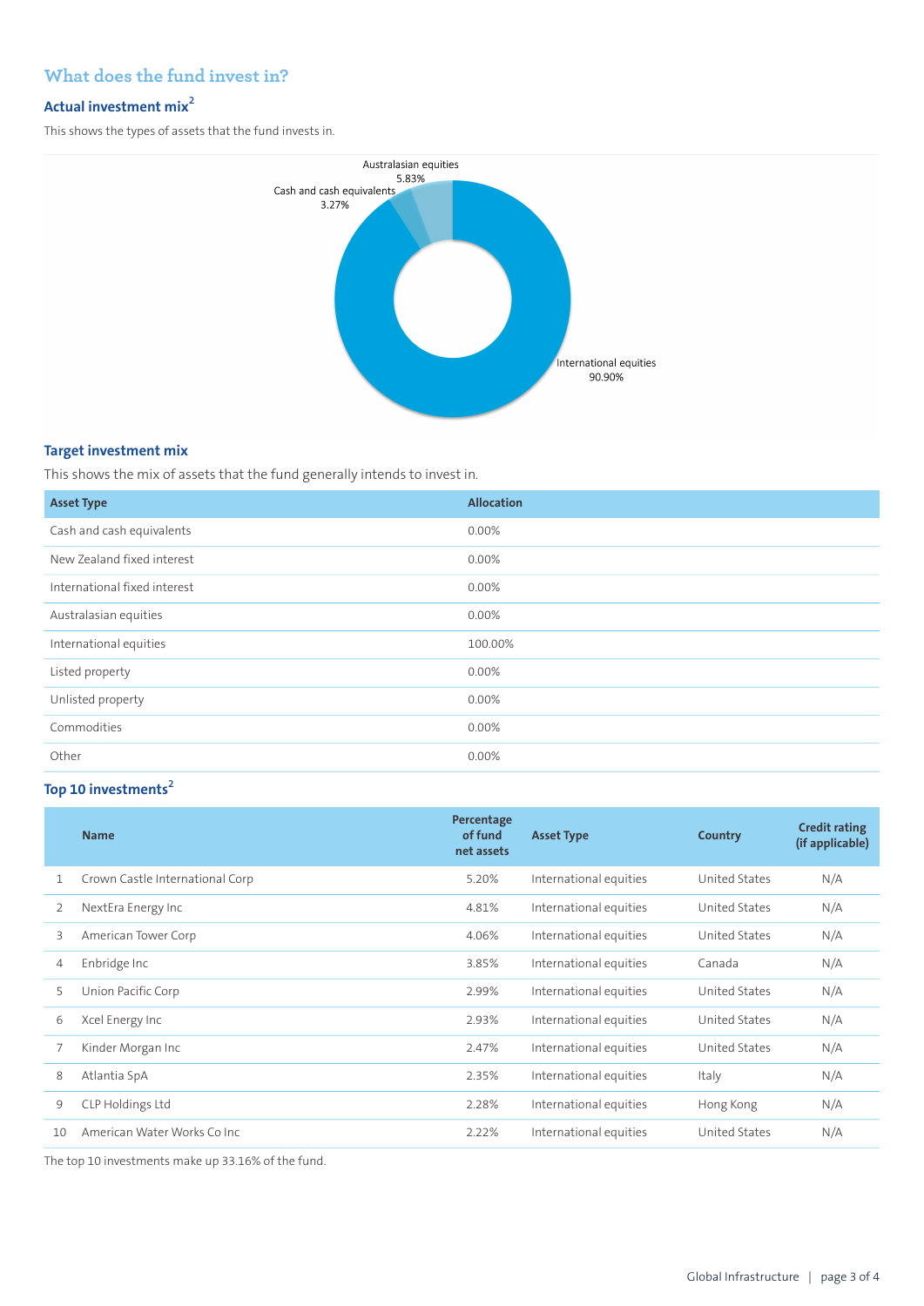## What does the fund invest in?

### Actual investment mix[2]

This shows the types of assets that the fund invests in.

Australasian equities
5.83%

Cash and cash equivalents
3.27%

International equities
90.90%

### Target investment mix

This shows the mix of assets that the fund generally intends to invest in.

| Asset Type | Allocation |
|---|---|
| Cash and cash equivalents | 0.00% |
| New Zealand fixed interest | 0.00% |
| International fixed interest | 0.00% |
| Australasian equities | 0.00% |
| International equities | 100.00% |
| Listed property | 0.00% |
| Unlisted property | 0.00% |
| Commodities | 0.00% |
| Other | 0.00% |

### Top 10 investments[2]

| | Name | Percentage of fund net assets | Asset Type | Country | Credit rating (if applicable) |
|---|---|---|---|---|---|
| 1 | Crown Castle International Corp | 5.20% | International equities | United States | N/A |
| 2 | NextEra Energy Inc | 4.81% | International equities | United States | N/A |
| 3 | American Tower Corp | 4.06% | International equities | United States | N/A |
| 4 | Enbridge Inc | 3.85% | International equities | Canada | N/A |
| 5 | Union Pacific Corp | 2.99% | International equities | United States | N/A |
| 6 | Xcel Energy Inc | 2.93% | International equities | United States | N/A |
| 7 | Kinder Morgan Inc | 2.47% | International equities | United States | N/A |
| 8 | Atlantia SpA | 2.35% | International equities | Italy | N/A |
| 9 | CLP Holdings Ltd | 2.28% | International equities | Hong Kong | N/A |
| 10 | American Water Works Co Inc | 2.22% | International equities | United States | N/A |

The top 10 investments make up 33.16% of the fund.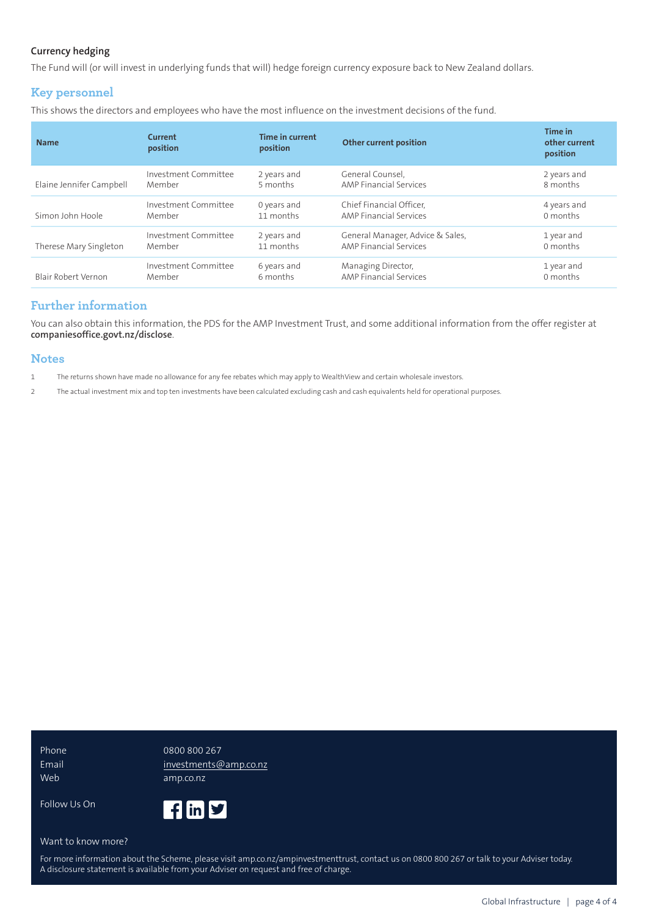### Currency hedging

The Fund will (or will invest in underlying funds that will) hedge foreign currency exposure back to New Zealand dollars.

## Key personnel

This shows the directors and employees who have the most influence on the investment decisions of the fund.

| Name | Current position | Time in current position | Other current position | Time in other current position |
|---|---|---|---|---|
| Elaine Jennifer Campbell | Investment Committee Member | 2 years and 5 months | General Counsel, AMP Financial Services | 2 years and 8 months |
| Simon John Hoole | Investment Committee Member | 0 years and 11 months | Chief Financial Officer, AMP Financial Services | 4 years and 0 months |
| Therese Mary Singleton | Investment Committee Member | 2 years and 11 months | General Manager, Advice & Sales, AMP Financial Services | 1 year and 0 months |
| Blair Robert Vernon | Investment Committee Member | 6 years and 6 months | Managing Director, AMP Financial Services | 1 year and 0 months |

## Further information

You can also obtain this information, the PDS for the AMP Investment Trust, and some additional information from the offer register at **companiesoffice.govt.nz/disclose**.

## Notes

1 The returns shown have made no allowance for any fee rebates which may apply to WealthView and certain wholesale investors.

2 The actual investment mix and top ten investments have been calculated excluding cash and cash equivalents held for operational purposes.

Phone 0800 800 267
Email investments@amp.co.nz
Web amp.co.nz

Follow Us On

Want to know more?

For more information about the Scheme, please visit amp.co.nz/ampinvestmenttrust, contact us on 0800 800 267 or talk to your Adviser today. A disclosure statement is available from your Adviser on request and free of charge.